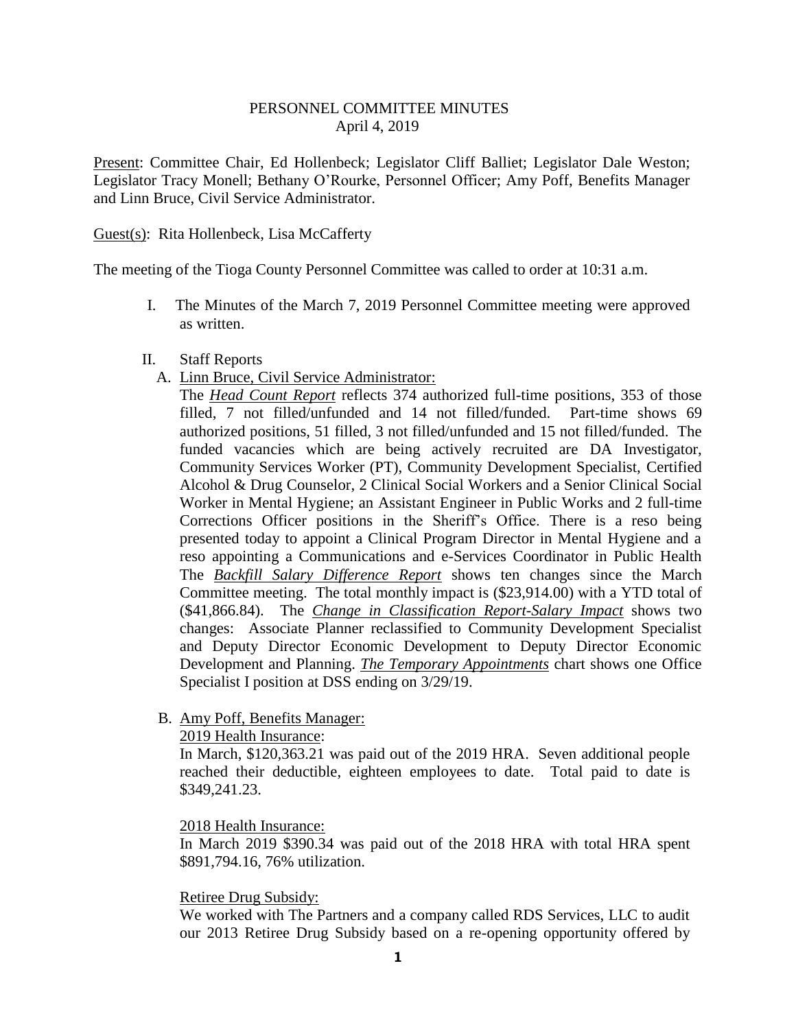PERSONNEL COMMITTEE MINUTES
April 4, 2019

<u>Present</u>: Committee Chair, Ed Hollenbeck; Legislator Cliff Balliet; Legislator Dale Weston; Legislator Tracy Monell; Bethany O'Rourke, Personnel Officer; Amy Poff, Benefits Manager and Linn Bruce, Civil Service Administrator.

<u>Guest(s)</u>: Rita Hollenbeck, Lisa McCafferty

The meeting of the Tioga County Personnel Committee was called to order at 10:31 a.m.

I. The Minutes of the March 7, 2019 Personnel Committee meeting were approved as written.

II. Staff Reports

A. <u>Linn Bruce, Civil Service Administrator:</u>

The ***<u>Head Count Report</u>*** reflects 374 authorized full-time positions, 353 of those filled, 7 not filled/unfunded and 14 not filled/funded. Part-time shows 69 authorized positions, 51 filled, 3 not filled/unfunded and 15 not filled/funded. The funded vacancies which are being actively recruited are DA Investigator, Community Services Worker (PT), Community Development Specialist, Certified Alcohol & Drug Counselor, 2 Clinical Social Workers and a Senior Clinical Social Worker in Mental Hygiene; an Assistant Engineer in Public Works and 2 full-time Corrections Officer positions in the Sheriff's Office. There is a reso being presented today to appoint a Clinical Program Director in Mental Hygiene and a reso appointing a Communications and e-Services Coordinator in Public Health The ***<u>Backfill Salary Difference Report</u>*** shows ten changes since the March Committee meeting. The total monthly impact is ($23,914.00) with a YTD total of ($41,866.84). The ***<u>Change in Classification Report-Salary Impact</u>*** shows two changes: Associate Planner reclassified to Community Development Specialist and Deputy Director Economic Development to Deputy Director Economic Development and Planning. ***<u>The Temporary Appointments</u>*** chart shows one Office Specialist I position at DSS ending on 3/29/19.

B. <u>Amy Poff, Benefits Manager:</u>

<u>2019 Health Insurance</u>:

In March, $120,363.21 was paid out of the 2019 HRA. Seven additional people reached their deductible, eighteen employees to date. Total paid to date is $349,241.23.

<u>2018 Health Insurance:</u>

In March 2019 $390.34 was paid out of the 2018 HRA with total HRA spent $891,794.16, 76% utilization.

<u>Retiree Drug Subsidy:</u>

We worked with The Partners and a company called RDS Services, LLC to audit our 2013 Retiree Drug Subsidy based on a re-opening opportunity offered by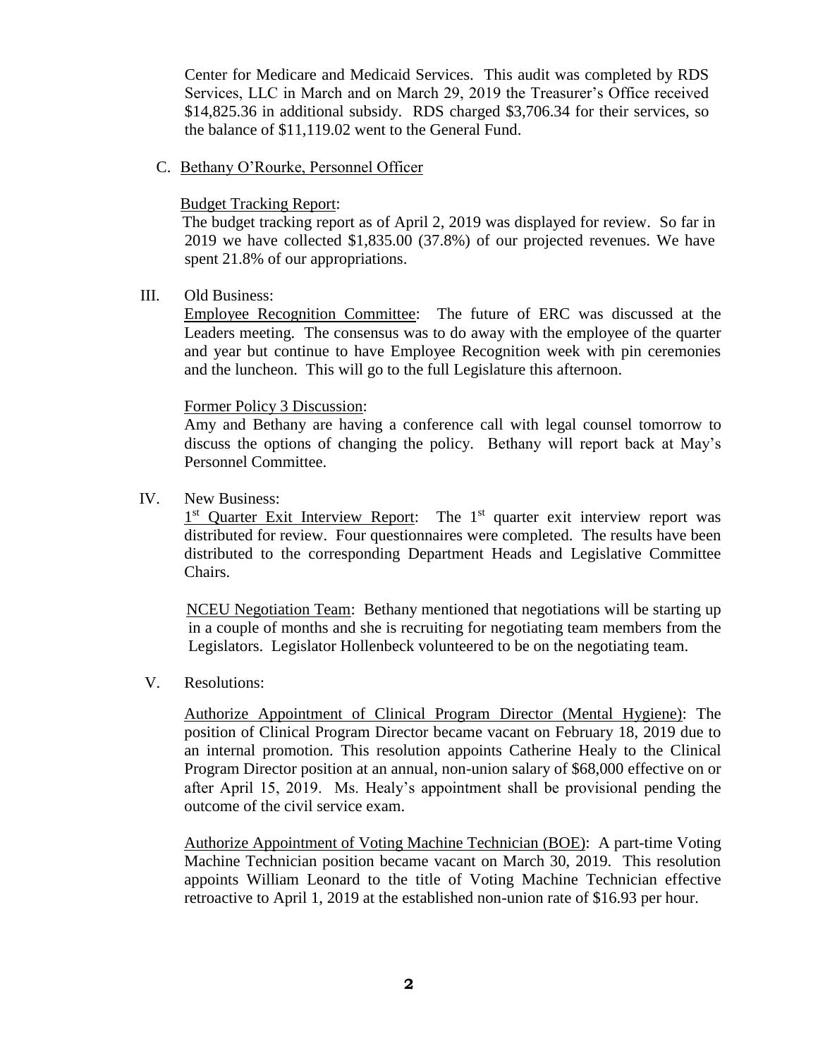Center for Medicare and Medicaid Services. This audit was completed by RDS Services, LLC in March and on March 29, 2019 the Treasurer's Office received $14,825.36 in additional subsidy. RDS charged $3,706.34 for their services, so the balance of $11,119.02 went to the General Fund.

C. Bethany O'Rourke, Personnel Officer

Budget Tracking Report:
The budget tracking report as of April 2, 2019 was displayed for review. So far in 2019 we have collected $1,835.00 (37.8%) of our projected revenues. We have spent 21.8% of our appropriations.

III. Old Business:

Employee Recognition Committee: The future of ERC was discussed at the Leaders meeting. The consensus was to do away with the employee of the quarter and year but continue to have Employee Recognition week with pin ceremonies and the luncheon. This will go to the full Legislature this afternoon.

Former Policy 3 Discussion:
Amy and Bethany are having a conference call with legal counsel tomorrow to discuss the options of changing the policy. Bethany will report back at May's Personnel Committee.

IV. New Business:

1st Quarter Exit Interview Report: The 1st quarter exit interview report was distributed for review. Four questionnaires were completed. The results have been distributed to the corresponding Department Heads and Legislative Committee Chairs.

NCEU Negotiation Team: Bethany mentioned that negotiations will be starting up in a couple of months and she is recruiting for negotiating team members from the Legislators. Legislator Hollenbeck volunteered to be on the negotiating team.

V. Resolutions:

Authorize Appointment of Clinical Program Director (Mental Hygiene): The position of Clinical Program Director became vacant on February 18, 2019 due to an internal promotion. This resolution appoints Catherine Healy to the Clinical Program Director position at an annual, non-union salary of $68,000 effective on or after April 15, 2019. Ms. Healy's appointment shall be provisional pending the outcome of the civil service exam.

Authorize Appointment of Voting Machine Technician (BOE): A part-time Voting Machine Technician position became vacant on March 30, 2019. This resolution appoints William Leonard to the title of Voting Machine Technician effective retroactive to April 1, 2019 at the established non-union rate of $16.93 per hour.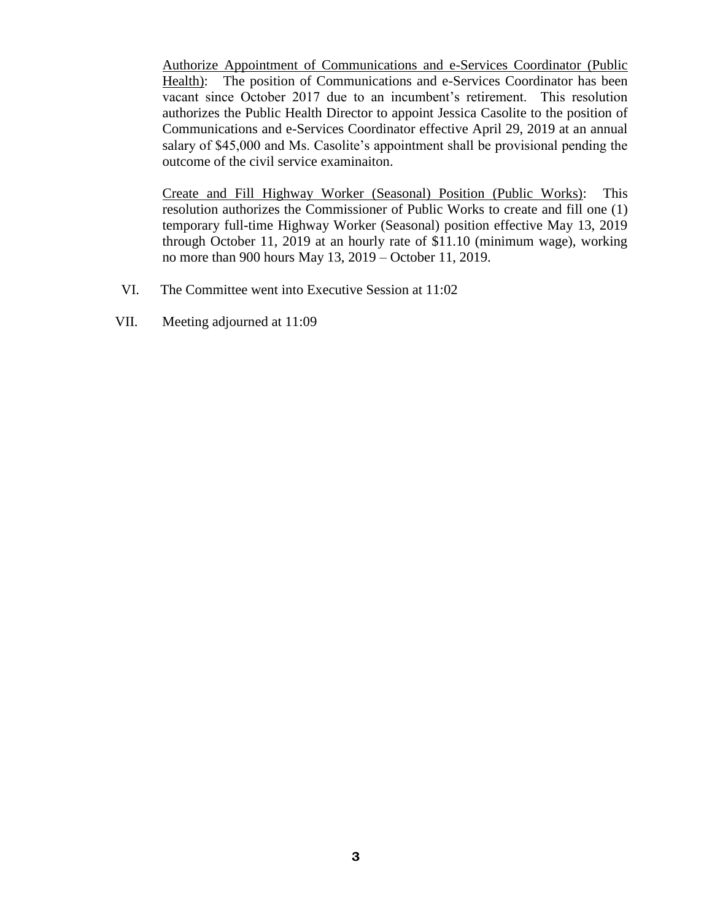Authorize Appointment of Communications and e-Services Coordinator (Public Health): The position of Communications and e-Services Coordinator has been vacant since October 2017 due to an incumbent's retirement. This resolution authorizes the Public Health Director to appoint Jessica Casolite to the position of Communications and e-Services Coordinator effective April 29, 2019 at an annual salary of $45,000 and Ms. Casolite's appointment shall be provisional pending the outcome of the civil service examinaiton.

Create and Fill Highway Worker (Seasonal) Position (Public Works): This resolution authorizes the Commissioner of Public Works to create and fill one (1) temporary full-time Highway Worker (Seasonal) position effective May 13, 2019 through October 11, 2019 at an hourly rate of $11.10 (minimum wage), working no more than 900 hours May 13, 2019 – October 11, 2019.

VI. The Committee went into Executive Session at 11:02

VII. Meeting adjourned at 11:09